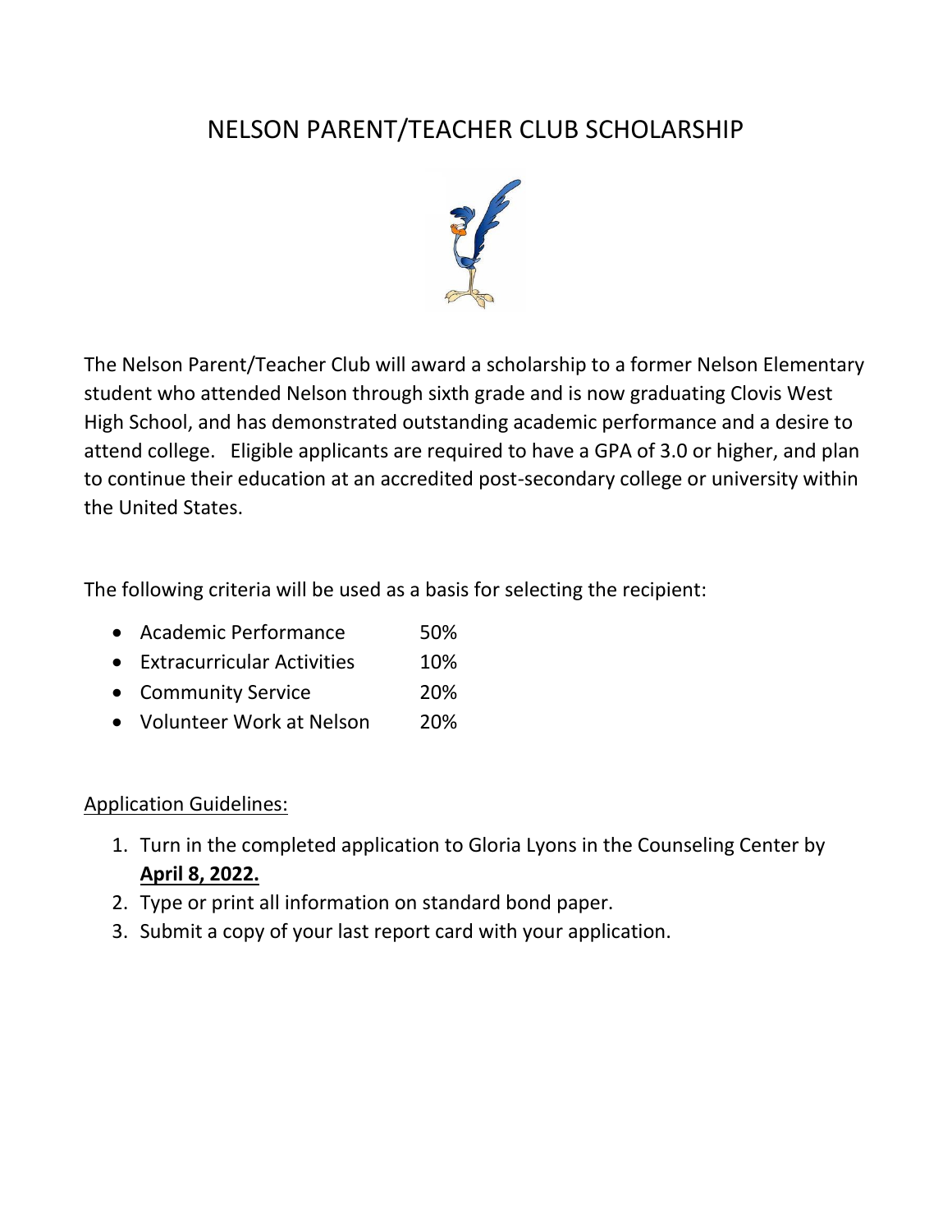# NELSON PARENT/TEACHER CLUB SCHOLARSHIP

The Nelson Parent/Teacher Club will award a scholarship to a former Nelson Elementary student who attended Nelson through sixth grade and is now graduating Clovis West High School, and has demonstrated outstanding academic performance and a desire to attend college. Eligible applicants are required to have a GPA of 3.0 or higher, and plan to continue their education at an accredited post-secondary college or university within the United States.

The following criteria will be used as a basis for selecting the recipient:

- Academic Performance 50%
- Extracurricular Activities 10%
- Community Service 20%
- Volunteer Work at Nelson 20%

Application Guidelines:

1. Turn in the completed application to Gloria Lyons in the Counseling Center by **April 8, 2022.**
2. Type or print all information on standard bond paper.
3. Submit a copy of your last report card with your application.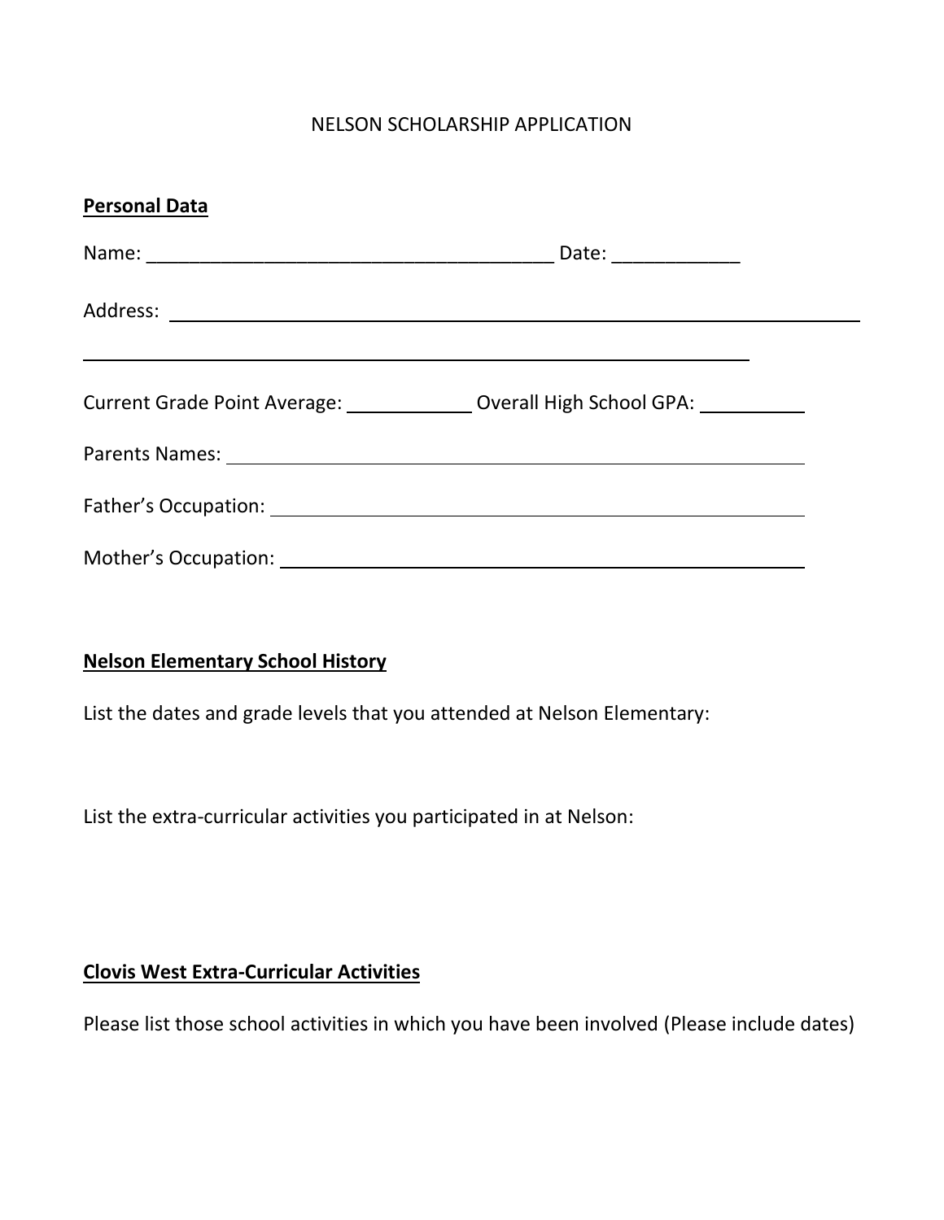NELSON SCHOLARSHIP APPLICATION

**Personal Data**

Name: _______________________________________ Date: ____________

Address: ____________________________________________________________________

____________________________________________________________________

Current Grade Point Average: ____________ Overall High School GPA: __________

Parents Names: ____________________________________________________

Father's Occupation: ________________________________________________

Mother's Occupation: _______________________________________________

**Nelson Elementary School History**

List the dates and grade levels that you attended at Nelson Elementary:

List the extra-curricular activities you participated in at Nelson:

**Clovis West Extra-Curricular Activities**

Please list those school activities in which you have been involved (Please include dates)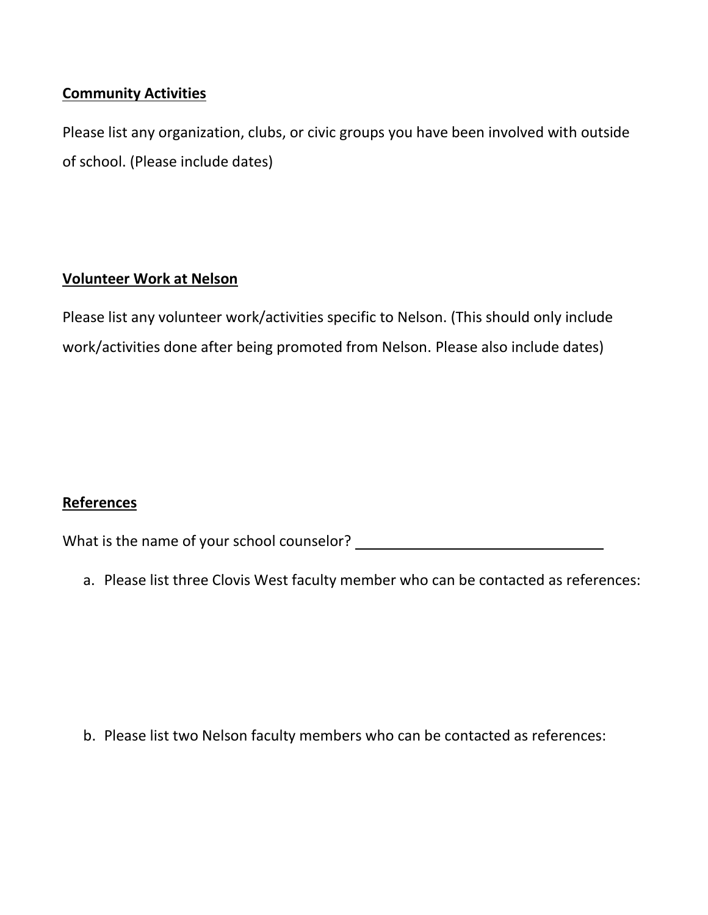**Community Activities**

Please list any organization, clubs, or civic groups you have been involved with outside of school. (Please include dates)

**Volunteer Work at Nelson**

Please list any volunteer work/activities specific to Nelson. (This should only include work/activities done after being promoted from Nelson. Please also include dates)

**References**

What is the name of your school counselor? ________________________________

a. Please list three Clovis West faculty member who can be contacted as references:

b. Please list two Nelson faculty members who can be contacted as references: